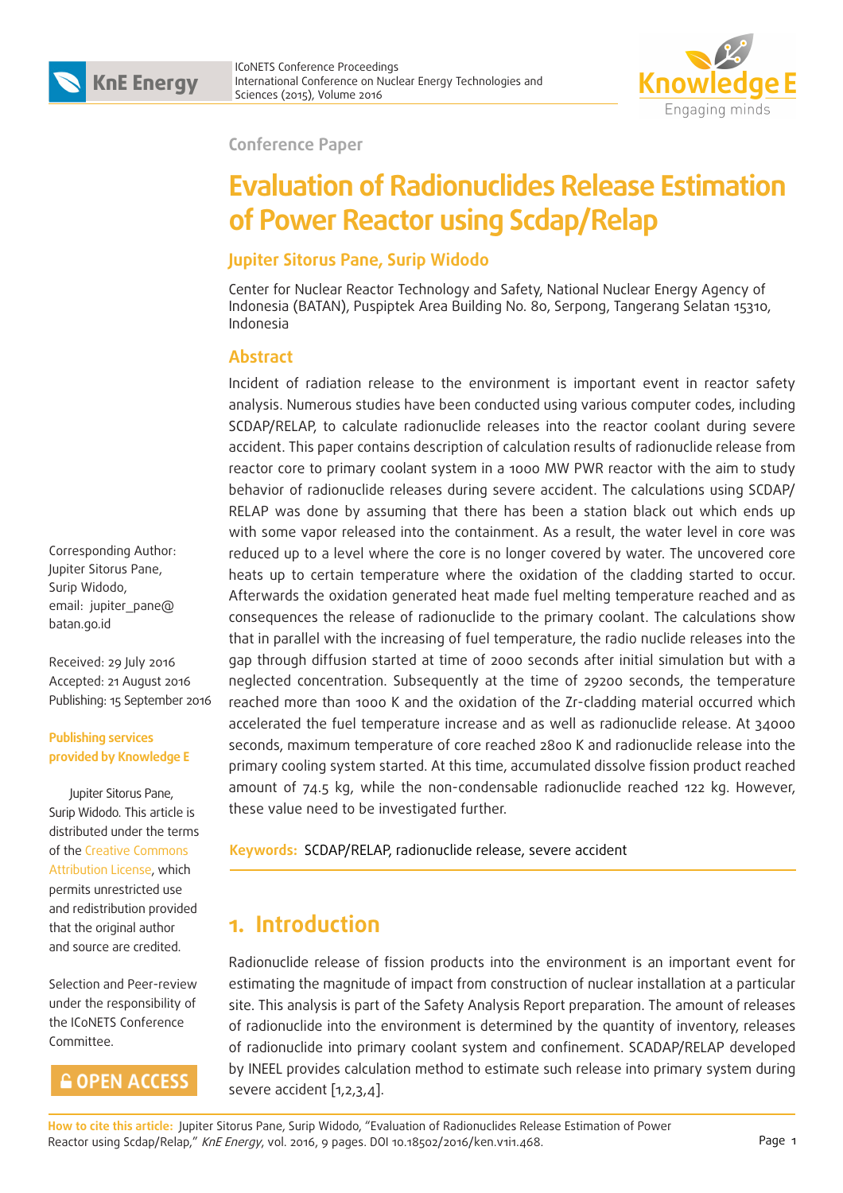Conference Paper

# Evaluation of Radionuclides Release Estimation of Power Reactor using Scdap/Relap

**Jupiter Sitorus Pane, Surip Widodo**

Center for Nuclear Reactor Technology and Safety, National Nuclear Energy Agency of Indonesia (BATAN), Puspiptek Area Building No. 80, Serpong, Tangerang Selatan 15310, Indonesia

Corresponding Author: Jupiter Sitorus Pane, Surip Widodo, email: jupiter_pane@batan.go.id

Received: 29 July 2016
Accepted: 21 August 2016
Publishing: 15 September 2016

**Publishing services provided by Knowledge E**

Jupiter Sitorus Pane, Surip Widodo. This article is distributed under the terms of the Creative Commons Attribution License, which permits unrestricted use and redistribution provided that the original author and source are credited.

Selection and Peer-review under the responsibility of the ICoNETS Conference Committee.

## Abstract

Incident of radiation release to the environment is important event in reactor safety analysis. Numerous studies have been conducted using various computer codes, including SCDAP/RELAP, to calculate radionuclide releases into the reactor coolant during severe accident. This paper contains description of calculation results of radionuclide release from reactor core to primary coolant system in a 1000 MW PWR reactor with the aim to study behavior of radionuclide releases during severe accident. The calculations using SCDAP/RELAP was done by assuming that there has been a station black out which ends up with some vapor released into the containment. As a result, the water level in core was reduced up to a level where the core is no longer covered by water. The uncovered core heats up to certain temperature where the oxidation of the cladding started to occur. Afterwards the oxidation generated heat made fuel melting temperature reached and as consequences the release of radionuclide to the primary coolant. The calculations show that in parallel with the increasing of fuel temperature, the radio nuclide releases into the gap through diffusion started at time of 2000 seconds after initial simulation but with a neglected concentration. Subsequently at the time of 29200 seconds, the temperature reached more than 1000 K and the oxidation of the Zr-cladding material occurred which accelerated the fuel temperature increase and as well as radionuclide release. At 34000 seconds, maximum temperature of core reached 2800 K and radionuclide release into the primary cooling system started. At this time, accumulated dissolve fission product reached amount of 74.5 kg, while the non-condensable radionuclide reached 122 kg. However, these value need to be investigated further.

**Keywords:** SCDAP/RELAP, radionuclide release, severe accident

## 1. Introduction

Radionuclide release of fission products into the environment is an important event for estimating the magnitude of impact from construction of nuclear installation at a particular site. This analysis is part of the Safety Analysis Report preparation. The amount of releases of radionuclide into the environment is determined by the quantity of inventory, releases of radionuclide into primary coolant system and confinement. SCADAP/RELAP developed by INEEL provides calculation method to estimate such release into primary system during severe accident [1,2,3,4].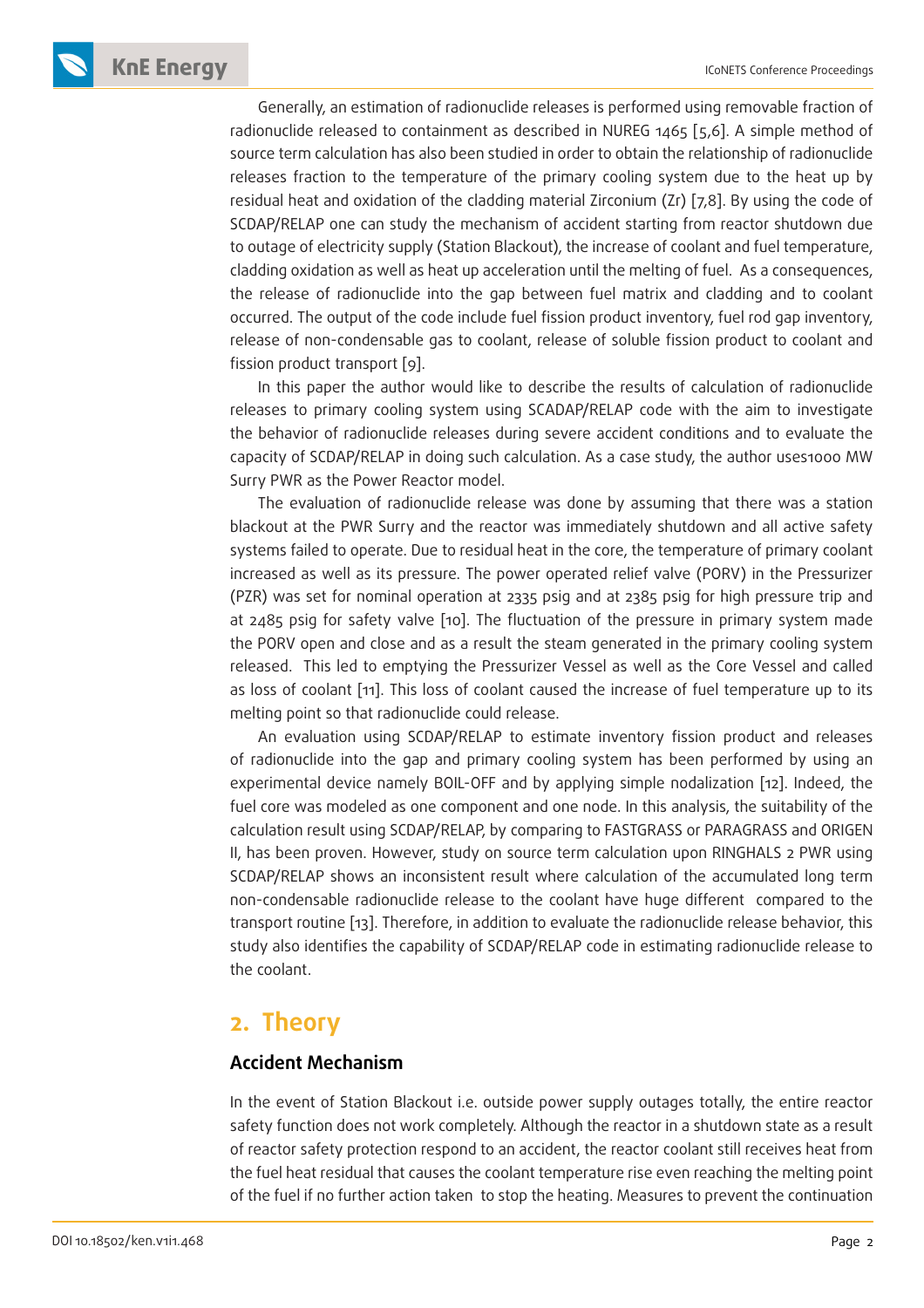Generally, an estimation of radionuclide releases is performed using removable fraction of radionuclide released to containment as described in NUREG 1465 [5,6]. A simple method of source term calculation has also been studied in order to obtain the relationship of radionuclide releases fraction to the temperature of the primary cooling system due to the heat up by residual heat and oxidation of the cladding material Zirconium (Zr) [7,8]. By using the code of SCDAP/RELAP one can study the mechanism of accident starting from reactor shutdown due to outage of electricity supply (Station Blackout), the increase of coolant and fuel temperature, cladding oxidation as well as heat up acceleration until the melting of fuel. As a consequences, the release of radionuclide into the gap between fuel matrix and cladding and to coolant occurred. The output of the code include fuel fission product inventory, fuel rod gap inventory, release of non-condensable gas to coolant, release of soluble fission product to coolant and fission product transport [9].

In this paper the author would like to describe the results of calculation of radionuclide releases to primary cooling system using SCADAP/RELAP code with the aim to investigate the behavior of radionuclide releases during severe accident conditions and to evaluate the capacity of SCDAP/RELAP in doing such calculation. As a case study, the author uses1000 MW Surry PWR as the Power Reactor model.

The evaluation of radionuclide release was done by assuming that there was a station blackout at the PWR Surry and the reactor was immediately shutdown and all active safety systems failed to operate. Due to residual heat in the core, the temperature of primary coolant increased as well as its pressure. The power operated relief valve (PORV) in the Pressurizer (PZR) was set for nominal operation at 2335 psig and at 2385 psig for high pressure trip and at 2485 psig for safety valve [10]. The fluctuation of the pressure in primary system made the PORV open and close and as a result the steam generated in the primary cooling system released. This led to emptying the Pressurizer Vessel as well as the Core Vessel and called as loss of coolant [11]. This loss of coolant caused the increase of fuel temperature up to its melting point so that radionuclide could release.

An evaluation using SCDAP/RELAP to estimate inventory fission product and releases of radionuclide into the gap and primary cooling system has been performed by using an experimental device namely BOIL-OFF and by applying simple nodalization [12]. Indeed, the fuel core was modeled as one component and one node. In this analysis, the suitability of the calculation result using SCDAP/RELAP, by comparing to FASTGRASS or PARAGRASS and ORIGEN II, has been proven. However, study on source term calculation upon RINGHALS 2 PWR using SCDAP/RELAP shows an inconsistent result where calculation of the accumulated long term non-condensable radionuclide release to the coolant have huge different compared to the transport routine [13]. Therefore, in addition to evaluate the radionuclide release behavior, this study also identifies the capability of SCDAP/RELAP code in estimating radionuclide release to the coolant.

## 2. Theory

### Accident Mechanism

In the event of Station Blackout i.e. outside power supply outages totally, the entire reactor safety function does not work completely. Although the reactor in a shutdown state as a result of reactor safety protection respond to an accident, the reactor coolant still receives heat from the fuel heat residual that causes the coolant temperature rise even reaching the melting point of the fuel if no further action taken to stop the heating. Measures to prevent the continuation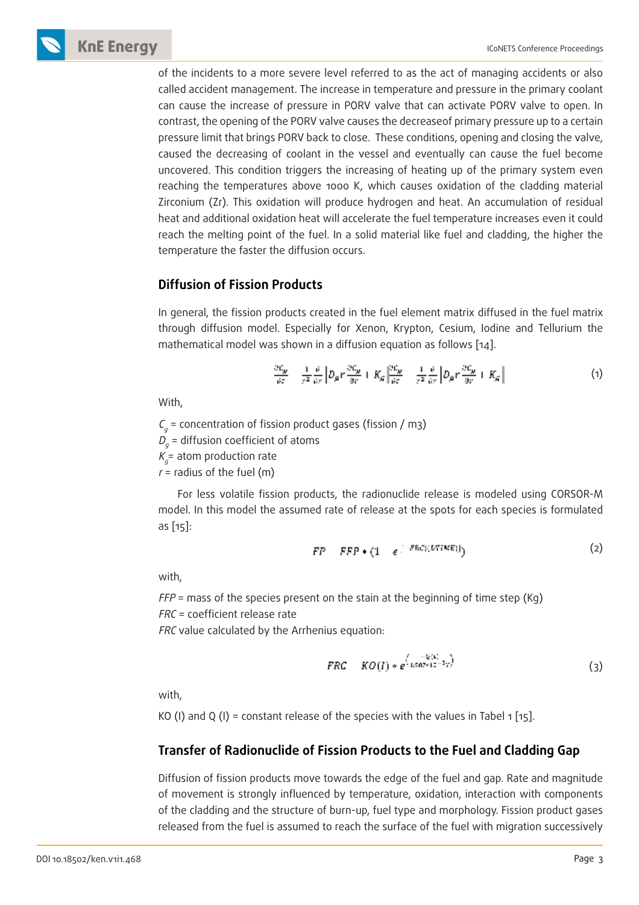of the incidents to a more severe level referred to as the act of managing accidents or also called accident management. The increase in temperature and pressure in the primary coolant can cause the increase of pressure in PORV valve that can activate PORV valve to open. In contrast, the opening of the PORV valve causes the decreaseof primary pressure up to a certain pressure limit that brings PORV back to close. These conditions, opening and closing the valve, caused the decreasing of coolant in the vessel and eventually can cause the fuel become uncovered. This condition triggers the increasing of heating up of the primary system even reaching the temperatures above 1000 K, which causes oxidation of the cladding material Zirconium (Zr). This oxidation will produce hydrogen and heat. An accumulation of residual heat and additional oxidation heat will accelerate the fuel temperature increases even it could reach the melting point of the fuel. In a solid material like fuel and cladding, the higher the temperature the faster the diffusion occurs.

## Diffusion of Fission Products

In general, the fission products created in the fuel element matrix diffused in the fuel matrix through diffusion model. Especially for Xenon, Krypton, Cesium, Iodine and Tellurium the mathematical model was shown in a diffusion equation as follows [14].

$$\frac{\partial C_g}{\partial t} = \frac{1}{r^2}\frac{\partial}{\partial r}\left[D_g r \frac{\partial C_g}{\partial r} + K_g\right] \frac{\partial C_g}{\partial t} = \frac{1}{r^2}\frac{\partial}{\partial r}\left[D_g r \frac{\partial C_g}{\partial r} + K_g\right] \tag{1}$$

With,

$C_g$ = concentration of fission product gases (fission / m3)
$D_g$ = diffusion coefficient of atoms
$K_g$= atom production rate
$r$ = radius of the fuel (m)

For less volatile fission products, the radionuclide release is modeled using CORSOR-M model. In this model the assumed rate of release at the spots for each species is formulated as [15]:

$$FP = FFP * (1 - e^{-FRC(I)(DTIME)}) \tag{2}$$

with,

*FFP* = mass of the species present on the stain at the beginning of time step (Kg)
*FRC* = coefficient release rate
*FRC* value calculated by the Arrhenius equation:

$$FRC = KO(I) * e^{\left(\frac{-Q(I)}{1.987 * 10^{-3} T}\right)} \tag{3}$$

with,

KO (I) and Q (I) = constant release of the species with the values in Tabel 1 [15].

## Transfer of Radionuclide of Fission Products to the Fuel and Cladding Gap

Diffusion of fission products move towards the edge of the fuel and gap. Rate and magnitude of movement is strongly influenced by temperature, oxidation, interaction with components of the cladding and the structure of burn-up, fuel type and morphology. Fission product gases released from the fuel is assumed to reach the surface of the fuel with migration successively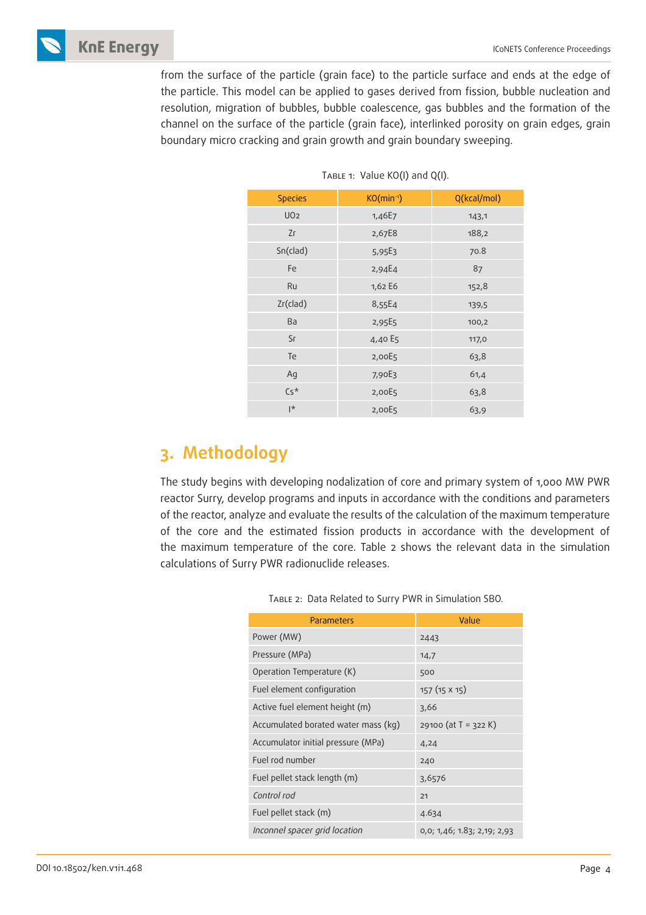from the surface of the particle (grain face) to the particle surface and ends at the edge of the particle. This model can be applied to gases derived from fission, bubble nucleation and resolution, migration of bubbles, bubble coalescence, gas bubbles and the formation of the channel on the surface of the particle (grain face), interlinked porosity on grain edges, grain boundary micro cracking and grain growth and grain boundary sweeping.

Table 1: Value KO(I) and Q(I).

| Species | KO($min^{-1}$) | Q(kcal/mol) |
|---|---|---|
| $UO_2$ | 1,46E7 | 143,1 |
| Zr | 2,67E8 | 188,2 |
| Sn(clad) | 5,95E3 | 70.8 |
| Fe | 2,94E4 | 87 |
| Ru | 1,62 E6 | 152,8 |
| Zr(clad) | 8,55E4 | 139,5 |
| Ba | 2,95E5 | 100,2 |
| Sr | 4,40 E5 | 117,0 |
| Te | 2,00E5 | 63,8 |
| Ag | 7,90E3 | 61,4 |
| Cs* | 2,00E5 | 63,8 |
| I* | 2,00E5 | 63,9 |

## 3. Methodology

The study begins with developing nodalization of core and primary system of 1,000 MW PWR reactor Surry, develop programs and inputs in accordance with the conditions and parameters of the reactor, analyze and evaluate the results of the calculation of the maximum temperature of the core and the estimated fission products in accordance with the development of the maximum temperature of the core. Table 2 shows the relevant data in the simulation calculations of Surry PWR radionuclide releases.

Table 2: Data Related to Surry PWR in Simulation SBO.

| Parameters | Value |
|---|---|
| Power (MW) | 2443 |
| Pressure (MPa) | 14,7 |
| Operation Temperature (K) | 500 |
| Fuel element configuration | 157 (15 x 15) |
| Active fuel element height (m) | 3,66 |
| Accumulated borated water mass (kg) | 29100 (at T = 322 K) |
| Accumulator initial pressure (MPa) | 4,24 |
| Fuel rod number | 240 |
| Fuel pellet stack length (m) | 3,6576 |
| *Control rod* | 21 |
| Fuel pellet stack (m) | 4.634 |
| *Inconnel spacer grid location* | 0,0; 1,46; 1.83; 2,19; 2,93 |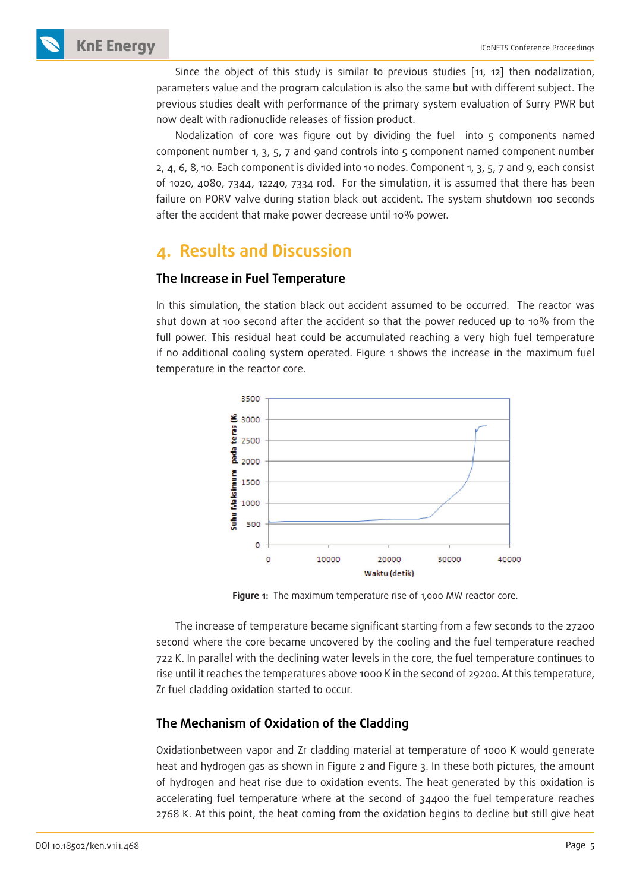Since the object of this study is similar to previous studies [11, 12] then nodalization, parameters value and the program calculation is also the same but with different subject. The previous studies dealt with performance of the primary system evaluation of Surry PWR but now dealt with radionuclide releases of fission product.

Nodalization of core was figure out by dividing the fuel into 5 components named component number 1, 3, 5, 7 and 9and controls into 5 component named component number 2, 4, 6, 8, 10. Each component is divided into 10 nodes. Component 1, 3, 5, 7 and 9, each consist of 1020, 4080, 7344, 12240, 7334 rod. For the simulation, it is assumed that there has been failure on PORV valve during station black out accident. The system shutdown 100 seconds after the accident that make power decrease until 10% power.

# 4. Results and Discussion

## The Increase in Fuel Temperature

In this simulation, the station black out accident assumed to be occurred. The reactor was shut down at 100 second after the accident so that the power reduced up to 10% from the full power. This residual heat could be accumulated reaching a very high fuel temperature if no additional cooling system operated. Figure 1 shows the increase in the maximum fuel temperature in the reactor core.

**Figure 1:** The maximum temperature rise of 1,000 MW reactor core.

The increase of temperature became significant starting from a few seconds to the 27200 second where the core became uncovered by the cooling and the fuel temperature reached 722 K. In parallel with the declining water levels in the core, the fuel temperature continues to rise until it reaches the temperatures above 1000 K in the second of 29200. At this temperature, Zr fuel cladding oxidation started to occur.

## The Mechanism of Oxidation of the Cladding

Oxidationbetween vapor and Zr cladding material at temperature of 1000 K would generate heat and hydrogen gas as shown in Figure 2 and Figure 3. In these both pictures, the amount of hydrogen and heat rise due to oxidation events. The heat generated by this oxidation is accelerating fuel temperature where at the second of 34400 the fuel temperature reaches 2768 K. At this point, the heat coming from the oxidation begins to decline but still give heat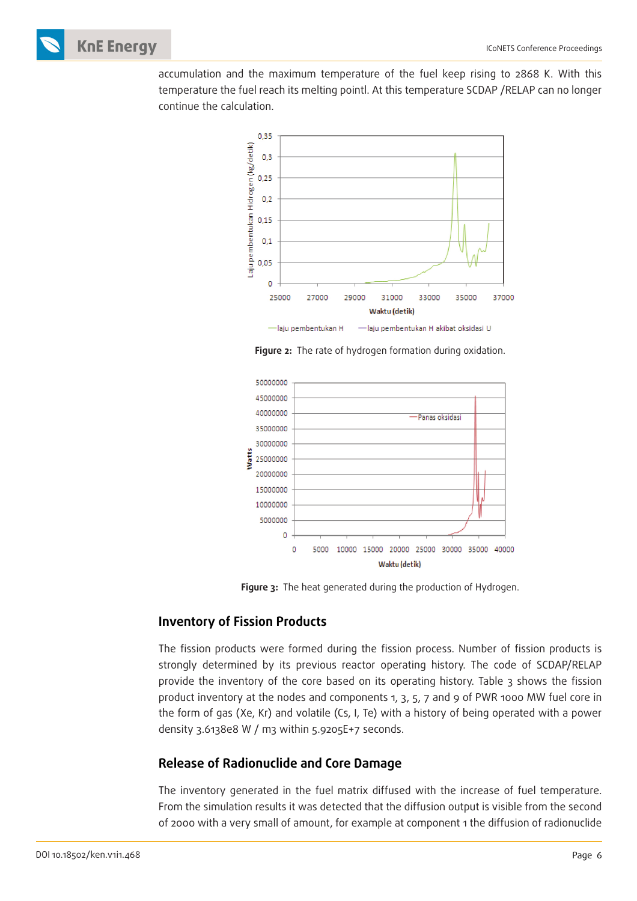accumulation and the maximum temperature of the fuel keep rising to 2868 K. With this temperature the fuel reach its melting pointl. At this temperature SCDAP /RELAP can no longer continue the calculation.

**Figure 2:** The rate of hydrogen formation during oxidation.

**Figure 3:** The heat generated during the production of Hydrogen.

## Inventory of Fission Products

The fission products were formed during the fission process. Number of fission products is strongly determined by its previous reactor operating history. The code of SCDAP/RELAP provide the inventory of the core based on its operating history. Table 3 shows the fission product inventory at the nodes and components 1, 3, 5, 7 and 9 of PWR 1000 MW fuel core in the form of gas (Xe, Kr) and volatile (Cs, I, Te) with a history of being operated with a power density 3.6138e8 W / m3 within 5.9205E+7 seconds.

## Release of Radionuclide and Core Damage

The inventory generated in the fuel matrix diffused with the increase of fuel temperature. From the simulation results it was detected that the diffusion output is visible from the second of 2000 with a very small of amount, for example at component 1 the diffusion of radionuclide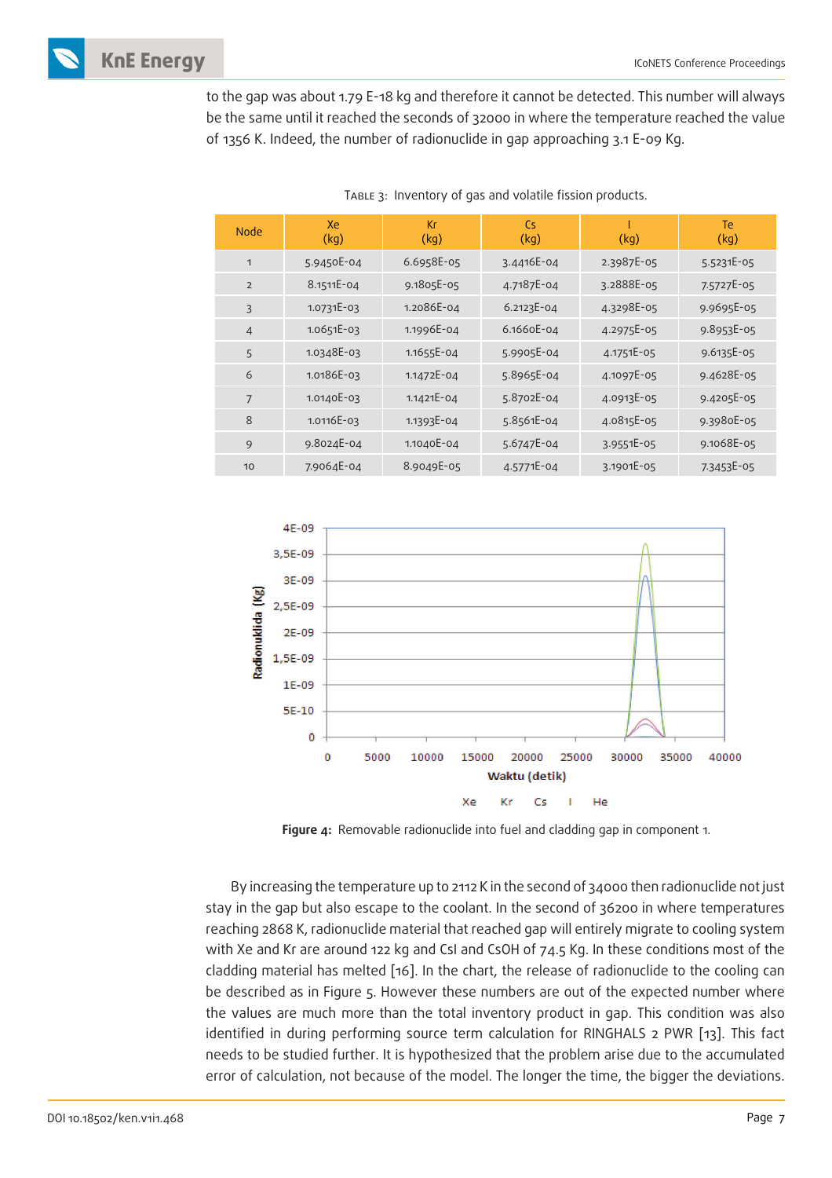to the gap was about 1.79 E-18 kg and therefore it cannot be detected. This number will always be the same until it reached the seconds of 32000 in where the temperature reached the value of 1356 K. Indeed, the number of radionuclide in gap approaching 3.1 E-09 Kg.

Table 3: Inventory of gas and volatile fission products.

| Node | Xe (kg) | Kr (kg) | Cs (kg) | I (kg) | Te (kg) |
|---|---|---|---|---|---|
| 1 | 5.9450E-04 | 6.6958E-05 | 3.4416E-04 | 2.3987E-05 | 5.5231E-05 |
| 2 | 8.1511E-04 | 9.1805E-05 | 4.7187E-04 | 3.2888E-05 | 7.5727E-05 |
| 3 | 1.0731E-03 | 1.2086E-04 | 6.2123E-04 | 4.3298E-05 | 9.9695E-05 |
| 4 | 1.0651E-03 | 1.1996E-04 | 6.1660E-04 | 4.2975E-05 | 9.8953E-05 |
| 5 | 1.0348E-03 | 1.1655E-04 | 5.9905E-04 | 4.1751E-05 | 9.6135E-05 |
| 6 | 1.0186E-03 | 1.1472E-04 | 5.8965E-04 | 4.1097E-05 | 9.4628E-05 |
| 7 | 1.0140E-03 | 1.1421E-04 | 5.8702E-04 | 4.0913E-05 | 9.4205E-05 |
| 8 | 1.0116E-03 | 1.1393E-04 | 5.8561E-04 | 4.0815E-05 | 9.3980E-05 |
| 9 | 9.8024E-04 | 1.1040E-04 | 5.6747E-04 | 3.9551E-05 | 9.1068E-05 |
| 10 | 7.9064E-04 | 8.9049E-05 | 4.5771E-04 | 3.1901E-05 | 7.3453E-05 |

**Figure 4:** Removable radionuclide into fuel and cladding gap in component 1.

By increasing the temperature up to 2112 K in the second of 34000 then radionuclide not just stay in the gap but also escape to the coolant. In the second of 36200 in where temperatures reaching 2868 K, radionuclide material that reached gap will entirely migrate to cooling system with Xe and Kr are around 122 kg and CsI and CsOH of 74.5 Kg. In these conditions most of the cladding material has melted [16]. In the chart, the release of radionuclide to the cooling can be described as in Figure 5. However these numbers are out of the expected number where the values are much more than the total inventory product in gap. This condition was also identified in during performing source term calculation for RINGHALS 2 PWR [13]. This fact needs to be studied further. It is hypothesized that the problem arise due to the accumulated error of calculation, not because of the model. The longer the time, the bigger the deviations.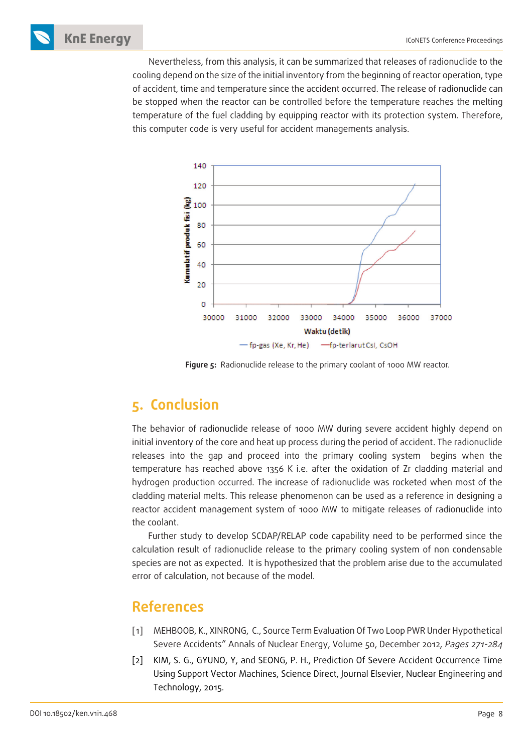Nevertheless, from this analysis, it can be summarized that releases of radionuclide to the cooling depend on the size of the initial inventory from the beginning of reactor operation, type of accident, time and temperature since the accident occurred. The release of radionuclide can be stopped when the reactor can be controlled before the temperature reaches the melting temperature of the fuel cladding by equipping reactor with its protection system. Therefore, this computer code is very useful for accident managements analysis.

**Figure 5:** Radionuclide release to the primary coolant of 1000 MW reactor.

## 5. Conclusion

The behavior of radionuclide release of 1000 MW during severe accident highly depend on initial inventory of the core and heat up process during the period of accident. The radionuclide releases into the gap and proceed into the primary cooling system begins when the temperature has reached above 1356 K i.e. after the oxidation of Zr cladding material and hydrogen production occurred. The increase of radionuclide was rocketed when most of the cladding material melts. This release phenomenon can be used as a reference in designing a reactor accident management system of 1000 MW to mitigate releases of radionuclide into the coolant.

Further study to develop SCDAP/RELAP code capability need to be performed since the calculation result of radionuclide release to the primary cooling system of non condensable species are not as expected. It is hypothesized that the problem arise due to the accumulated error of calculation, not because of the model.

## References

[1] MEHBOOB, K., XINRONG, C., Source Term Evaluation Of Two Loop PWR Under Hypothetical Severe Accidents" Annals of Nuclear Energy, Volume 50, December 2012, *Pages 271-284*

[2] KIM, S. G., GYUNO, Y, and SEONG, P. H., Prediction Of Severe Accident Occurrence Time Using Support Vector Machines, Science Direct, Journal Elsevier, Nuclear Engineering and Technology, 2015.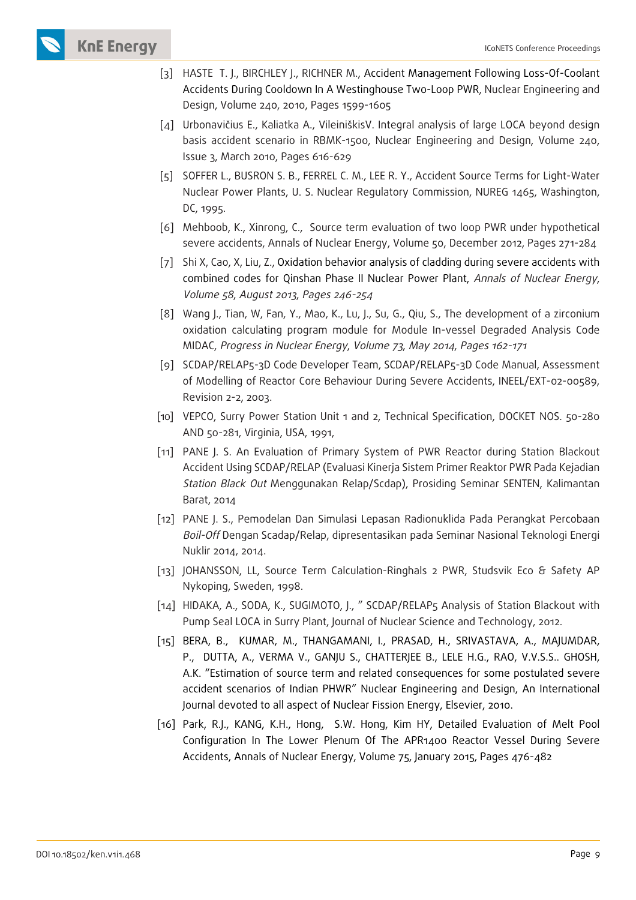[3] HASTE T. J., BIRCHLEY J., RICHNER M., Accident Management Following Loss-Of-Coolant Accidents During Cooldown In A Westinghouse Two-Loop PWR, Nuclear Engineering and Design, Volume 240, 2010, Pages 1599-1605

[4] Urbonavičius E., Kaliatka A., VileiniškisV. Integral analysis of large LOCA beyond design basis accident scenario in RBMK-1500, Nuclear Engineering and Design, Volume 240, Issue 3, March 2010, Pages 616-629

[5] SOFFER L., BUSRON S. B., FERREL C. M., LEE R. Y., Accident Source Terms for Light-Water Nuclear Power Plants, U. S. Nuclear Regulatory Commission, NUREG 1465, Washington, DC, 1995.

[6] Mehboob, K., Xinrong, C., Source term evaluation of two loop PWR under hypothetical severe accidents, Annals of Nuclear Energy, Volume 50, December 2012, Pages 271-284

[7] Shi X, Cao, X, Liu, Z., Oxidation behavior analysis of cladding during severe accidents with combined codes for Qinshan Phase II Nuclear Power Plant, *Annals of Nuclear Energy, Volume 58, August 2013, Pages 246-254*

[8] Wang J., Tian, W, Fan, Y., Mao, K., Lu, J., Su, G., Qiu, S., The development of a zirconium oxidation calculating program module for Module In-vessel Degraded Analysis Code MIDAC, *Progress in Nuclear Energy, Volume 73, May 2014, Pages 162-171*

[9] SCDAP/RELAP5-3D Code Developer Team, SCDAP/RELAP5-3D Code Manual, Assessment of Modelling of Reactor Core Behaviour During Severe Accidents, INEEL/EXT-02-00589, Revision 2-2, 2003.

[10] VEPCO, Surry Power Station Unit 1 and 2, Technical Specification, DOCKET NOS. 50-280 AND 50-281, Virginia, USA, 1991,

[11] PANE J. S. An Evaluation of Primary System of PWR Reactor during Station Blackout Accident Using SCDAP/RELAP (Evaluasi Kinerja Sistem Primer Reaktor PWR Pada Kejadian *Station Black Out* Menggunakan Relap/Scdap), Prosiding Seminar SENTEN, Kalimantan Barat, 2014

[12] PANE J. S., Pemodelan Dan Simulasi Lepasan Radionuklida Pada Perangkat Percobaan *Boil-Off* Dengan Scadap/Relap, dipresentasikan pada Seminar Nasional Teknologi Energi Nuklir 2014, 2014.

[13] JOHANSSON, LL, Source Term Calculation-Ringhals 2 PWR, Studsvik Eco & Safety AP Nykoping, Sweden, 1998.

[14] HIDAKA, A., SODA, K., SUGIMOTO, J., " SCDAP/RELAP5 Analysis of Station Blackout with Pump Seal LOCA in Surry Plant, Journal of Nuclear Science and Technology, 2012.

[15] BERA, B., KUMAR, M., THANGAMANI, I., PRASAD, H., SRIVASTAVA, A., MAJUMDAR, P., DUTTA, A., VERMA V., GANJU S., CHATTERJEE B., LELE H.G., RAO, V.V.S.S.. GHOSH, A.K. "Estimation of source term and related consequences for some postulated severe accident scenarios of Indian PHWR" Nuclear Engineering and Design, An International Journal devoted to all aspect of Nuclear Fission Energy, Elsevier, 2010.

[16] Park, R.J., KANG, K.H., Hong, S.W. Hong, Kim HY, Detailed Evaluation of Melt Pool Configuration In The Lower Plenum Of The APR1400 Reactor Vessel During Severe Accidents, Annals of Nuclear Energy, Volume 75, January 2015, Pages 476-482